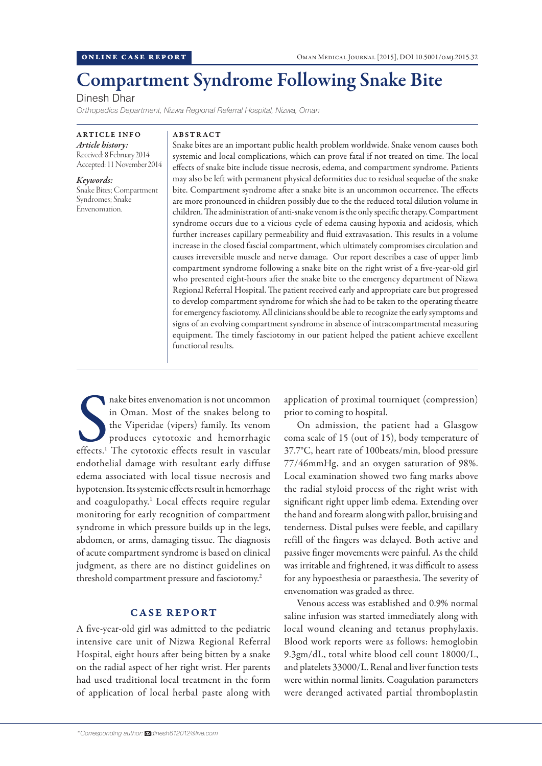ONLINE CASE REPORT

# Compartment Syndrome Following Snake Bite

Dinesh Dhar

*Orthopedics Department, Nizwa Regional Referral Hospital, Nizwa, Oman*

**ARTICLE INFO**

*Article history:*
Received: 8 February 2014
Accepted: 11 November 2014

*Keywords:*
Snake Bites; Compartment Syndromes; Snake Envenomation.

**ABSTRACT**

Snake bites are an important public health problem worldwide. Snake venom causes both systemic and local complications, which can prove fatal if not treated on time. The local effects of snake bite include tissue necrosis, edema, and compartment syndrome. Patients may also be left with permanent physical deformities due to residual sequelae of the snake bite. Compartment syndrome after a snake bite is an uncommon occurrence. The effects are more pronounced in children possibly due to the the reduced total dilution volume in children. The administration of anti-snake venom is the only specific therapy. Compartment syndrome occurs due to a vicious cycle of edema causing hypoxia and acidosis, which further increases capillary permeability and fluid extravasation. This results in a volume increase in the closed fascial compartment, which ultimately compromises circulation and causes irreversible muscle and nerve damage. Our report describes a case of upper limb compartment syndrome following a snake bite on the right wrist of a five-year-old girl who presented eight-hours after the snake bite to the emergency department of Nizwa Regional Referral Hospital. The patient received early and appropriate care but progressed to develop compartment syndrome for which she had to be taken to the operating theatre for emergency fasciotomy. All clinicians should be able to recognize the early symptoms and signs of an evolving compartment syndrome in absence of intracompartmental measuring equipment. The timely fasciotomy in our patient helped the patient achieve excellent functional results.

Snake bites envenomation is not uncommon in Oman. Most of the snakes belong to the Viperidae (vipers) family. Its venom produces cytotoxic and hemorrhagic effects.[1] The cytotoxic effects result in vascular endothelial damage with resultant early diffuse edema associated with local tissue necrosis and hypotension. Its systemic effects result in hemorrhage and coagulopathy.[1] Local effects require regular monitoring for early recognition of compartment syndrome in which pressure builds up in the legs, abdomen, or arms, damaging tissue. The diagnosis of acute compartment syndrome is based on clinical judgment, as there are no distinct guidelines on threshold compartment pressure and fasciotomy.[2]

## CASE REPORT

A five-year-old girl was admitted to the pediatric intensive care unit of Nizwa Regional Referral Hospital, eight hours after being bitten by a snake on the radial aspect of her right wrist. Her parents had used traditional local treatment in the form of application of local herbal paste along with application of proximal tourniquet (compression) prior to coming to hospital.

On admission, the patient had a Glasgow coma scale of 15 (out of 15), body temperature of 37.7°C, heart rate of 100beats/min, blood pressure 77/46mmHg, and an oxygen saturation of 98%. Local examination showed two fang marks above the radial styloid process of the right wrist with significant right upper limb edema. Extending over the hand and forearm along with pallor, bruising and tenderness. Distal pulses were feeble, and capillary refill of the fingers was delayed. Both active and passive finger movements were painful. As the child was irritable and frightened, it was difficult to assess for any hypoesthesia or paraesthesia. The severity of envenomation was graded as three.

Venous access was established and 0.9% normal saline infusion was started immediately along with local wound cleaning and tetanus prophylaxis. Blood work reports were as follows: hemoglobin 9.3gm/dL, total white blood cell count 18000/L, and platelets 33000/L. Renal and liver function tests were within normal limits. Coagulation parameters were deranged activated partial thromboplastin

*Corresponding author: dinesh612012@live.com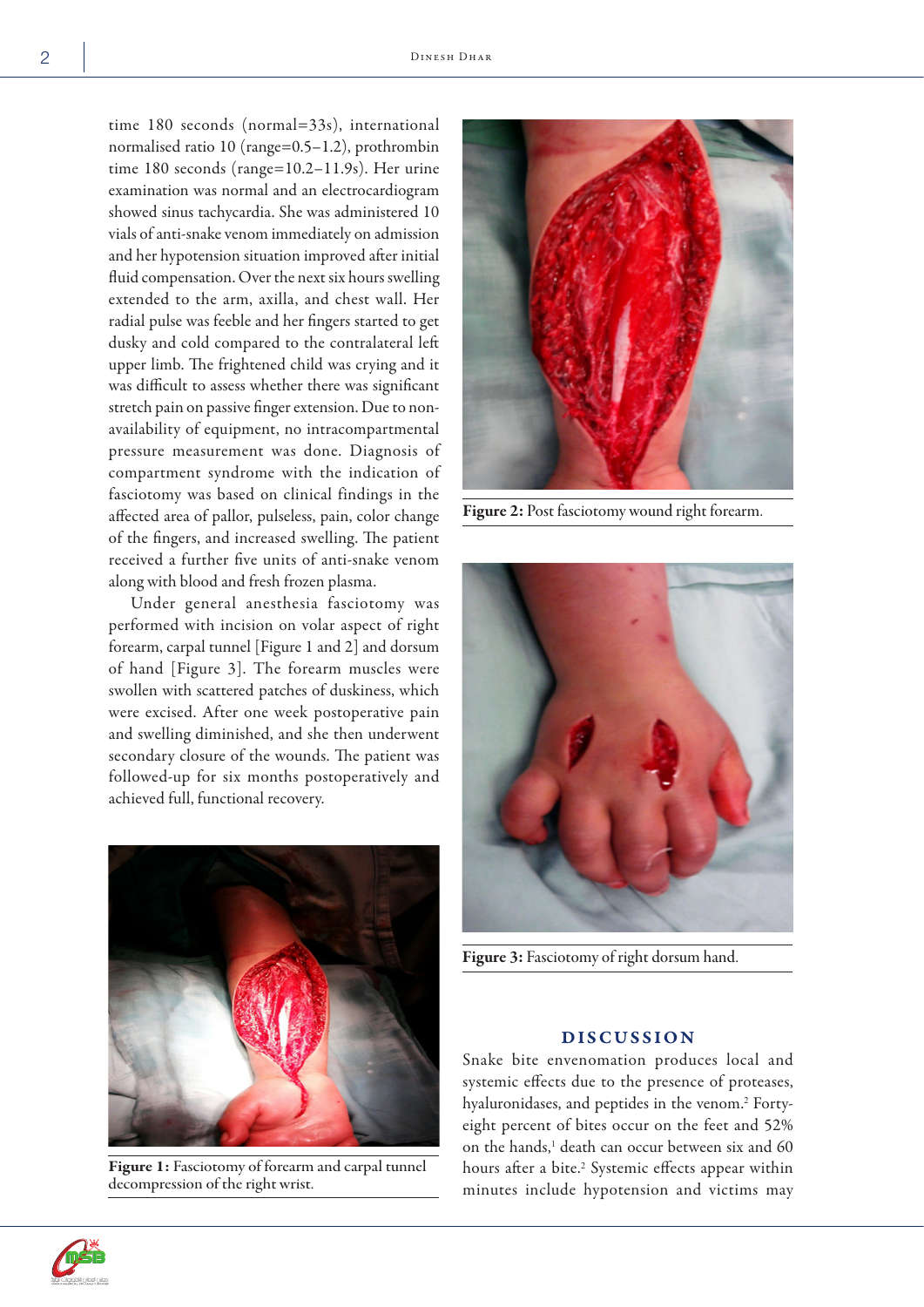time 180 seconds (normal=33s), international normalised ratio 10 (range=0.5–1.2), prothrombin time 180 seconds (range=10.2–11.9s). Her urine examination was normal and an electrocardiogram showed sinus tachycardia. She was administered 10 vials of anti-snake venom immediately on admission and her hypotension situation improved after initial fluid compensation. Over the next six hours swelling extended to the arm, axilla, and chest wall. Her radial pulse was feeble and her fingers started to get dusky and cold compared to the contralateral left upper limb. The frightened child was crying and it was difficult to assess whether there was significant stretch pain on passive finger extension. Due to non-availability of equipment, no intracompartmental pressure measurement was done. Diagnosis of compartment syndrome with the indication of fasciotomy was based on clinical findings in the affected area of pallor, pulseless, pain, color change of the fingers, and increased swelling. The patient received a further five units of anti-snake venom along with blood and fresh frozen plasma.

Under general anesthesia fasciotomy was performed with incision on volar aspect of right forearm, carpal tunnel [Figure 1 and 2] and dorsum of hand [Figure 3]. The forearm muscles were swollen with scattered patches of duskiness, which were excised. After one week postoperative pain and swelling diminished, and she then underwent secondary closure of the wounds. The patient was followed-up for six months postoperatively and achieved full, functional recovery.

**Figure 1:** Fasciotomy of forearm and carpal tunnel decompression of the right wrist.

**Figure 2:** Post fasciotomy wound right forearm.

**Figure 3:** Fasciotomy of right dorsum hand.

## DISCUSSION

Snake bite envenomation produces local and systemic effects due to the presence of proteases, hyaluronidases, and peptides in the venom.[2] Forty-eight percent of bites occur on the feet and 52% on the hands,[1] death can occur between six and 60 hours after a bite.[2] Systemic effects appear within minutes include hypotension and victims may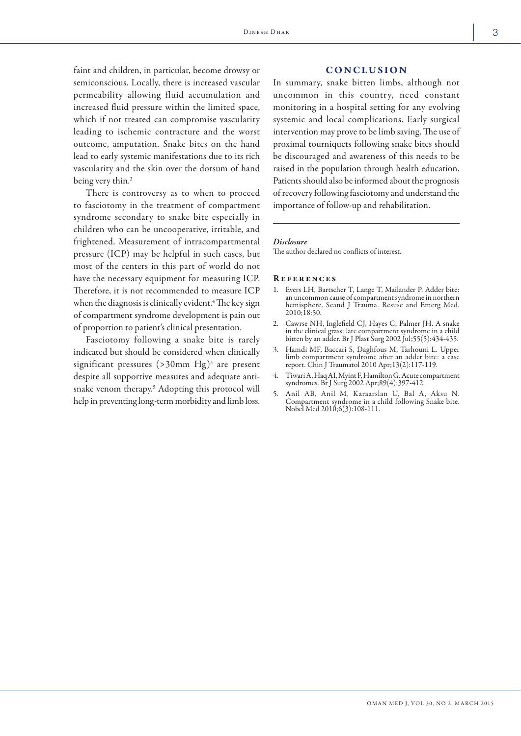faint and children, in particular, become drowsy or semiconscious. Locally, there is increased vascular permeability allowing fluid accumulation and increased fluid pressure within the limited space, which if not treated can compromise vascularity leading to ischemic contracture and the worst outcome, amputation. Snake bites on the hand lead to early systemic manifestations due to its rich vascularity and the skin over the dorsum of hand being very thin.[3]

There is controversy as to when to proceed to fasciotomy in the treatment of compartment syndrome secondary to snake bite especially in children who can be uncooperative, irritable, and frightened. Measurement of intracompartmental pressure (ICP) may be helpful in such cases, but most of the centers in this part of world do not have the necessary equipment for measuring ICP. Therefore, it is not recommended to measure ICP when the diagnosis is clinically evident.[4] The key sign of compartment syndrome development is pain out of proportion to patient's clinical presentation.

Fasciotomy following a snake bite is rarely indicated but should be considered when clinically significant pressures (>30mm Hg)[4] are present despite all supportive measures and adequate anti-snake venom therapy.[5] Adopting this protocol will help in preventing long-term morbidity and limb loss.

## CONCLUSION

In summary, snake bitten limbs, although not uncommon in this country, need constant monitoring in a hospital setting for any evolving systemic and local complications. Early surgical intervention may prove to be limb saving. The use of proximal tourniquets following snake bites should be discouraged and awareness of this needs to be raised in the population through health education. Patients should also be informed about the prognosis of recovery following fasciotomy and understand the importance of follow-up and rehabilitation.

---

*Disclosure*

The author declared no conflicts of interest.

## References

1. Evers LH, Bartscher T, Lange T, Mailander P. Adder bite: an uncommon cause of compartment syndrome in northern hemisphere. Scand J Trauma. Resusc and Emerg Med. 2010;18:50.
2. Cawrse NH, Inglefield CJ, Hayes C, Palmer JH. A snake in the clinical grass: late compartment syndrome in a child bitten by an adder. Br J Plast Surg 2002 Jul;55(5):434-435.
3. Hamdi MF, Baccari S, Daghfous M, Tarhouni L. Upper limb compartment syndrome after an adder bite: a case report. Chin J Traumatol 2010 Apr;13(2):117-119.
4. Tiwari A, Haq AI, Myint F, Hamilton G. Acute compartment syndromes. Br J Surg 2002 Apr;89(4):397-412.
5. Anil AB, Anil M, Karaarslan U, Bal A, Aksu N. Compartment syndrome in a child following Snake bite. Nobel Med 2010;6(3):108-111.